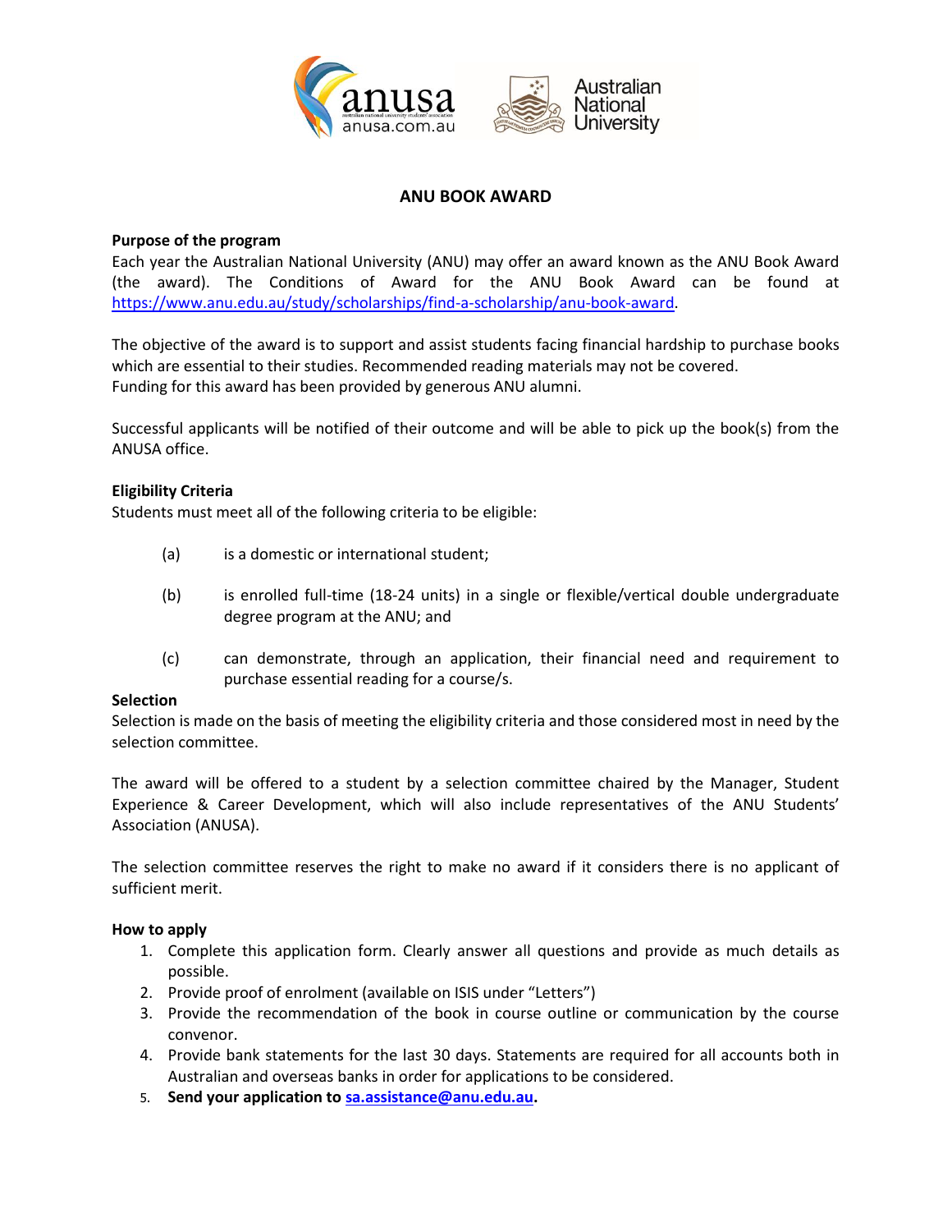# ANU BOOK AWARD

**Purpose of the program**

Each year the Australian National University (ANU) may offer an award known as the ANU Book Award (the award). The Conditions of Award for the ANU Book Award can be found at https://www.anu.edu.au/study/scholarships/find-a-scholarship/anu-book-award.

The objective of the award is to support and assist students facing financial hardship to purchase books which are essential to their studies. Recommended reading materials may not be covered.
Funding for this award has been provided by generous ANU alumni.

Successful applicants will be notified of their outcome and will be able to pick up the book(s) from the ANUSA office.

**Eligibility Criteria**

Students must meet all of the following criteria to be eligible:

(a) is a domestic or international student;

(b) is enrolled full-time (18-24 units) in a single or flexible/vertical double undergraduate degree program at the ANU; and

(c) can demonstrate, through an application, their financial need and requirement to purchase essential reading for a course/s.

**Selection**

Selection is made on the basis of meeting the eligibility criteria and those considered most in need by the selection committee.

The award will be offered to a student by a selection committee chaired by the Manager, Student Experience & Career Development, which will also include representatives of the ANU Students' Association (ANUSA).

The selection committee reserves the right to make no award if it considers there is no applicant of sufficient merit.

**How to apply**

1. Complete this application form. Clearly answer all questions and provide as much details as possible.
2. Provide proof of enrolment (available on ISIS under "Letters")
3. Provide the recommendation of the book in course outline or communication by the course convenor.
4. Provide bank statements for the last 30 days. Statements are required for all accounts both in Australian and overseas banks in order for applications to be considered.
5. **Send your application to sa.assistance@anu.edu.au.**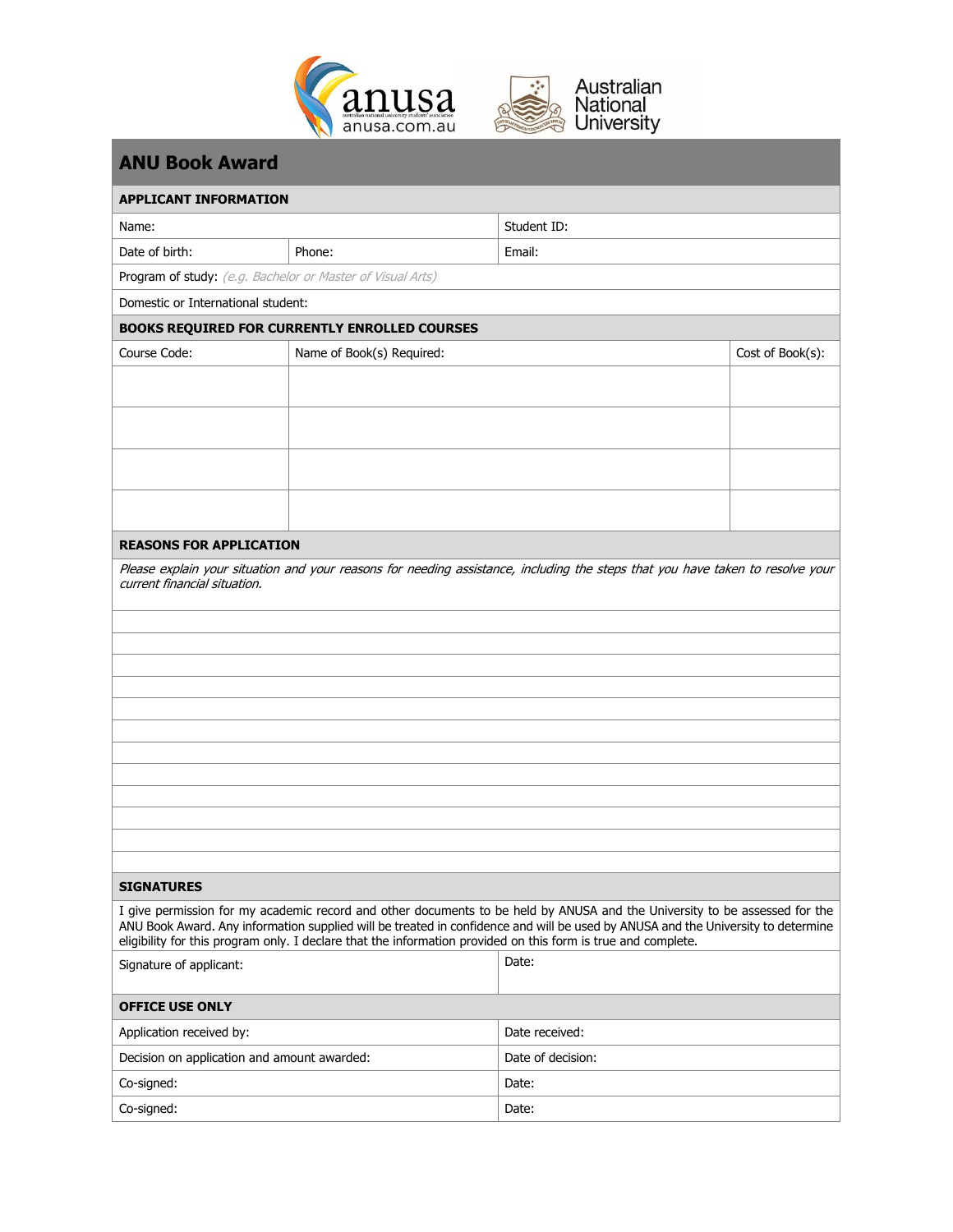# ANU Book Award

## APPLICANT INFORMATION

| | | |
|---|---|---|
| Name: | | Student ID: |
| Date of birth: | Phone: | Email: |
| Program of study: *(e.g. Bachelor or Master of Visual Arts)* | | |
| Domestic or International student: | | |

## BOOKS REQUIRED FOR CURRENTLY ENROLLED COURSES

| Course Code: | Name of Book(s) Required: | Cost of Book(s): |
|---|---|---|
| | | |
| | | |
| | | |
| | | |

## REASONS FOR APPLICATION

*Please explain your situation and your reasons for needing assistance, including the steps that you have taken to resolve your current financial situation.*

## SIGNATURES

I give permission for my academic record and other documents to be held by ANUSA and the University to be assessed for the ANU Book Award. Any information supplied will be treated in confidence and will be used by ANUSA and the University to determine eligibility for this program only. I declare that the information provided on this form is true and complete.

| | |
|---|---|
| Signature of applicant: | Date: |

## OFFICE USE ONLY

| | |
|---|---|
| Application received by: | Date received: |
| Decision on application and amount awarded: | Date of decision: |
| Co-signed: | Date: |
| Co-signed: | Date: |